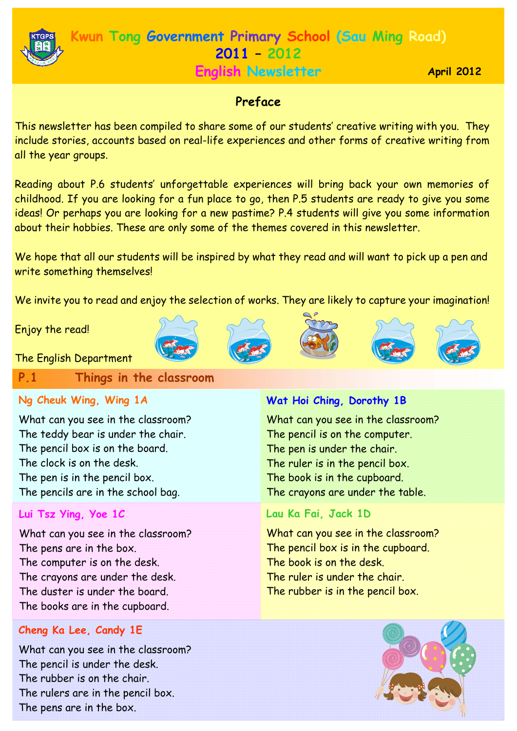# Kwun Tong Government Primary School (Sau Ming Road)
## 2011 – 2012
## English Newsletter

April 2012

### Preface

This newsletter has been compiled to share some of our students' creative writing with you. They include stories, accounts based on real-life experiences and other forms of creative writing from all the year groups.

Reading about P.6 students' unforgettable experiences will bring back your own memories of childhood. If you are looking for a fun place to go, then P.5 students are ready to give you some ideas! Or perhaps you are looking for a new pastime? P.4 students will give you some information about their hobbies. These are only some of the themes covered in this newsletter.

We hope that all our students will be inspired by what they read and will want to pick up a pen and write something themselves!

We invite you to read and enjoy the selection of works. They are likely to capture your imagination!

Enjoy the read!

The English Department

## P.1 Things in the classroom

**Ng Cheuk Wing, Wing 1A**

What can you see in the classroom?
The teddy bear is under the chair.
The pencil box is on the board.
The clock is on the desk.
The pen is in the pencil box.
The pencils are in the school bag.

**Wat Hoi Ching, Dorothy 1B**

What can you see in the classroom?
The pencil is on the computer.
The pen is under the chair.
The ruler is in the pencil box.
The book is in the cupboard.
The crayons are under the table.

**Lui Tsz Ying, Yoe 1C**

What can you see in the classroom?
The pens are in the box.
The computer is on the desk.
The crayons are under the desk.
The duster is under the board.
The books are in the cupboard.

**Lau Ka Fai, Jack 1D**

What can you see in the classroom?
The pencil box is in the cupboard.
The book is on the desk.
The ruler is under the chair.
The rubber is in the pencil box.

**Cheng Ka Lee, Candy 1E**

What can you see in the classroom?
The pencil is under the desk.
The rubber is on the chair.
The rulers are in the pencil box.
The pens are in the box.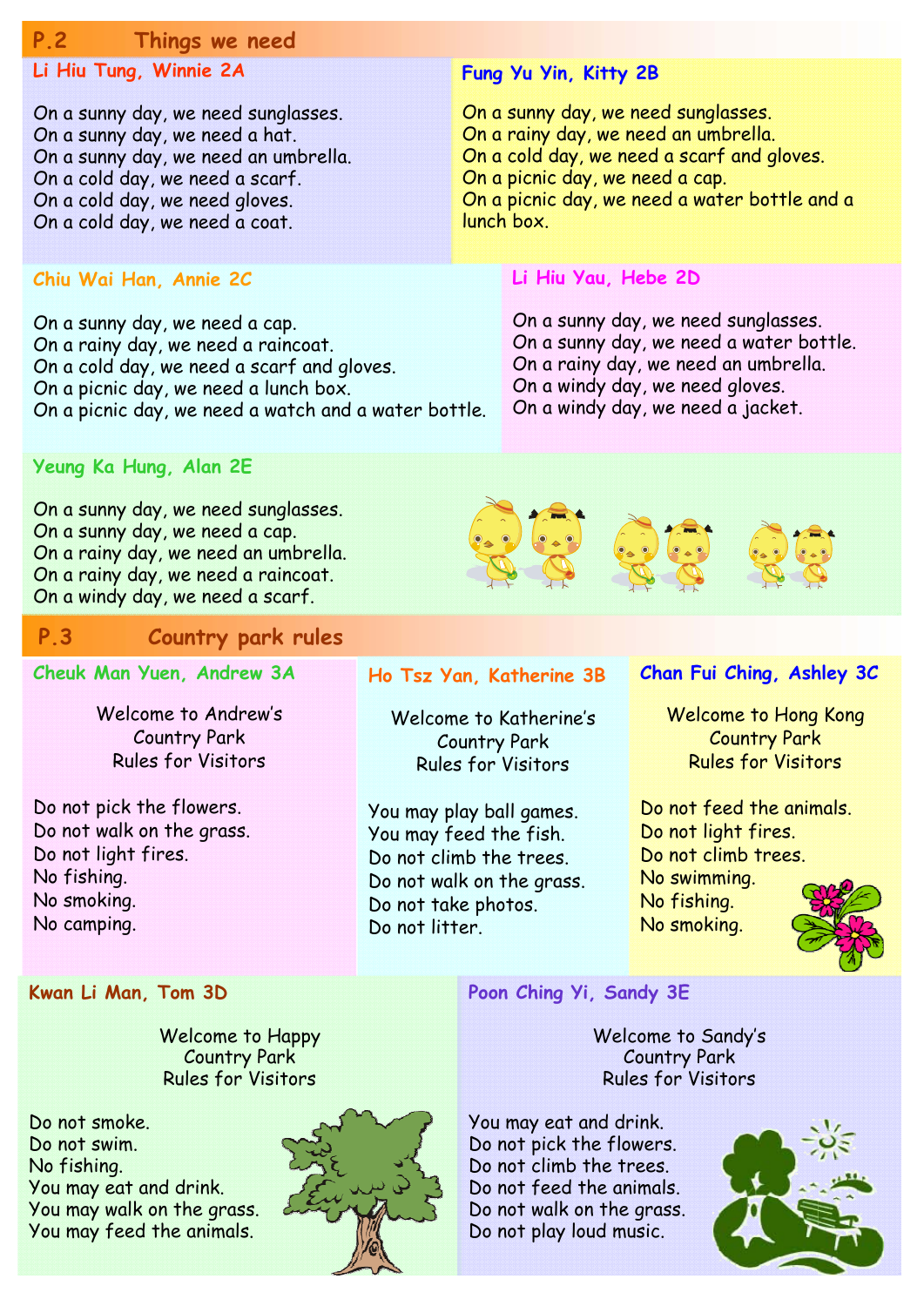## P.2 Things we need

### Li Hiu Tung, Winnie 2A

On a sunny day, we need sunglasses.
On a sunny day, we need a hat.
On a sunny day, we need an umbrella.
On a cold day, we need a scarf.
On a cold day, we need gloves.
On a cold day, we need a coat.

### Fung Yu Yin, Kitty 2B

On a sunny day, we need sunglasses.
On a rainy day, we need an umbrella.
On a cold day, we need a scarf and gloves.
On a picnic day, we need a cap.
On a picnic day, we need a water bottle and a lunch box.

### Chiu Wai Han, Annie 2C

On a sunny day, we need a cap.
On a rainy day, we need a raincoat.
On a cold day, we need a scarf and gloves.
On a picnic day, we need a lunch box.
On a picnic day, we need a watch and a water bottle.

### Li Hiu Yau, Hebe 2D

On a sunny day, we need sunglasses.
On a sunny day, we need a water bottle.
On a rainy day, we need an umbrella.
On a windy day, we need gloves.
On a windy day, we need a jacket.

### Yeung Ka Hung, Alan 2E

On a sunny day, we need sunglasses.
On a sunny day, we need a cap.
On a rainy day, we need an umbrella.
On a rainy day, we need a raincoat.
On a windy day, we need a scarf.

## P.3 Country park rules

### Cheuk Man Yuen, Andrew 3A

Welcome to Andrew's
Country Park
Rules for Visitors

Do not pick the flowers.
Do not walk on the grass.
Do not light fires.
No fishing.
No smoking.
No camping.

### Ho Tsz Yan, Katherine 3B

Welcome to Katherine's
Country Park
Rules for Visitors

You may play ball games.
You may feed the fish.
Do not climb the trees.
Do not walk on the grass.
Do not take photos.
Do not litter.

### Chan Fui Ching, Ashley 3C

Welcome to Hong Kong
Country Park
Rules for Visitors

Do not feed the animals.
Do not light fires.
Do not climb trees.
No swimming.
No fishing.
No smoking.

### Kwan Li Man, Tom 3D

Welcome to Happy
Country Park
Rules for Visitors

Do not smoke.
Do not swim.
No fishing.
You may eat and drink.
You may walk on the grass.
You may feed the animals.

### Poon Ching Yi, Sandy 3E

Welcome to Sandy's
Country Park
Rules for Visitors

You may eat and drink.
Do not pick the flowers.
Do not climb the trees.
Do not feed the animals.
Do not walk on the grass.
Do not play loud music.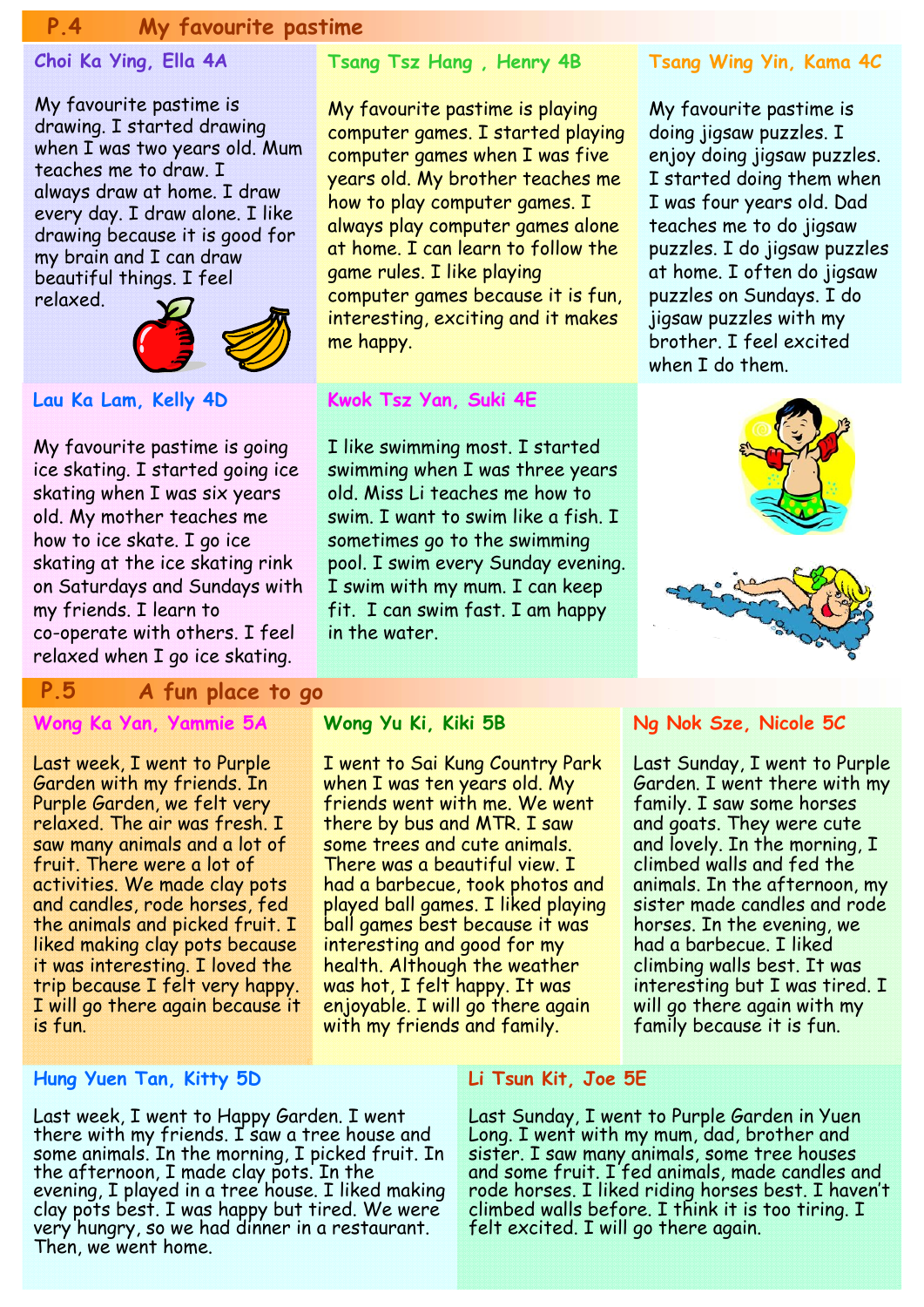## P.4 My favourite pastime

### Choi Ka Ying, Ella 4A

My favourite pastime is drawing. I started drawing when I was two years old. Mum teaches me to draw. I always draw at home. I draw every day. I draw alone. I like drawing because it is good for my brain and I can draw beautiful things. I feel relaxed.

### Tsang Tsz Hang , Henry 4B

My favourite pastime is playing computer games. I started playing computer games when I was five years old. My brother teaches me how to play computer games. I always play computer games alone at home. I can learn to follow the game rules. I like playing computer games because it is fun, interesting, exciting and it makes me happy.

### Tsang Wing Yin, Kama 4C

My favourite pastime is doing jigsaw puzzles. I enjoy doing jigsaw puzzles. I started doing them when I was four years old. Dad teaches me to do jigsaw puzzles. I do jigsaw puzzles at home. I often do jigsaw puzzles on Sundays. I do jigsaw puzzles with my brother. I feel excited when I do them.

### Lau Ka Lam, Kelly 4D

My favourite pastime is going ice skating. I started going ice skating when I was six years old. My mother teaches me how to ice skate. I go ice skating at the ice skating rink on Saturdays and Sundays with my friends. I learn to co-operate with others. I feel relaxed when I go ice skating.

### Kwok Tsz Yan, Suki 4E

I like swimming most. I started swimming when I was three years old. Miss Li teaches me how to swim. I want to swim like a fish. I sometimes go to the swimming pool. I swim every Sunday evening. I swim with my mum. I can keep fit. I can swim fast. I am happy in the water.

## P.5 A fun place to go

### Wong Ka Yan, Yammie 5A

Last week, I went to Purple Garden with my friends. In Purple Garden, we felt very relaxed. The air was fresh. I saw many animals and a lot of fruit. There were a lot of activities. We made clay pots and candles, rode horses, fed the animals and picked fruit. I liked making clay pots because it was interesting. I loved the trip because I felt very happy. I will go there again because it is fun.

### Wong Yu Ki, Kiki 5B

I went to Sai Kung Country Park when I was ten years old. My friends went with me. We went there by bus and MTR. I saw some trees and cute animals. There was a beautiful view. I had a barbecue, took photos and played ball games. I liked playing ball games best because it was interesting and good for my health. Although the weather was hot, I felt happy. It was enjoyable. I will go there again with my friends and family.

### Ng Nok Sze, Nicole 5C

Last Sunday, I went to Purple Garden. I went there with my family. I saw some horses and goats. They were cute and lovely. In the morning, I climbed walls and fed the animals. In the afternoon, my sister made candles and rode horses. In the evening, we had a barbecue. I liked climbing walls best. It was interesting but I was tired. I will go there again with my family because it is fun.

### Hung Yuen Tan, Kitty 5D

Last week, I went to Happy Garden. I went there with my friends. I saw a tree house and some animals. In the morning, I picked fruit. In the afternoon, I made clay pots. In the evening, I played in a tree house. I liked making clay pots best. I was happy but tired. We were very hungry, so we had dinner in a restaurant. Then, we went home.

### Li Tsun Kit, Joe 5E

Last Sunday, I went to Purple Garden in Yuen Long. I went with my mum, dad, brother and sister. I saw many animals, some tree houses and some fruit. I fed animals, made candles and rode horses. I liked riding horses best. I haven't climbed walls before. I think it is too tiring. I felt excited. I will go there again.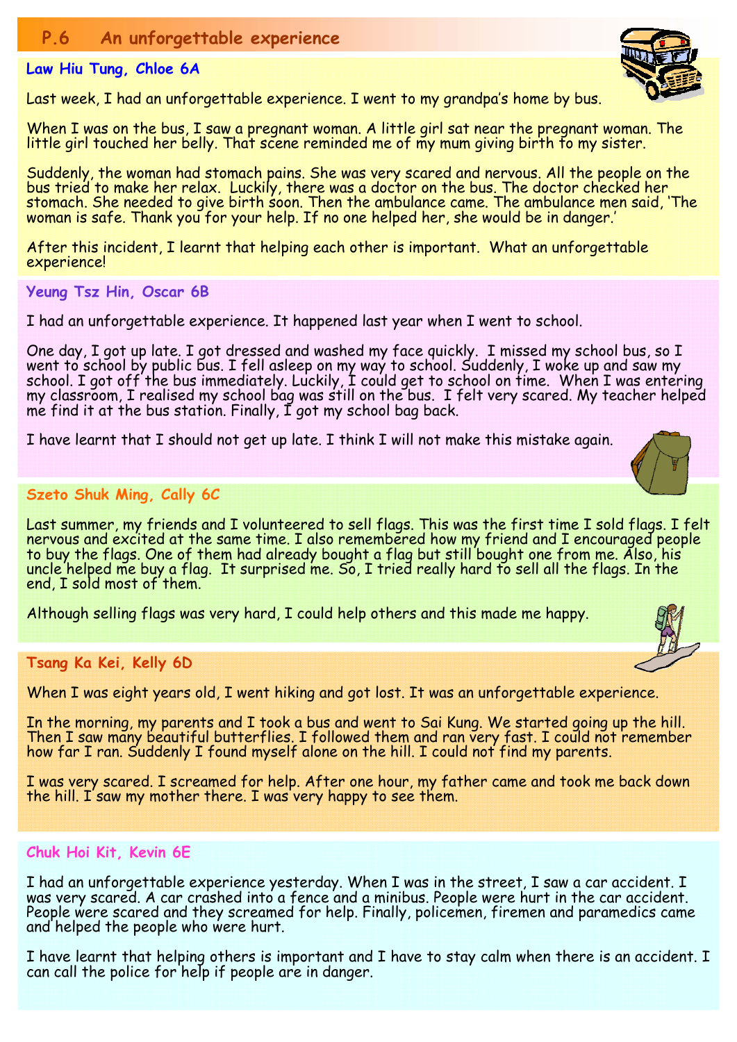## P.6 An unforgettable experience

### Law Hiu Tung, Chloe 6A

Last week, I had an unforgettable experience. I went to my grandpa's home by bus.

When I was on the bus, I saw a pregnant woman. A little girl sat near the pregnant woman. The little girl touched her belly. That scene reminded me of my mum giving birth to my sister.

Suddenly, the woman had stomach pains. She was very scared and nervous. All the people on the bus tried to make her relax. Luckily, there was a doctor on the bus. The doctor checked her stomach. She needed to give birth soon. Then the ambulance came. The ambulance men said, 'The woman is safe. Thank you for your help. If no one helped her, she would be in danger.'

After this incident, I learnt that helping each other is important. What an unforgettable experience!

### Yeung Tsz Hin, Oscar 6B

I had an unforgettable experience. It happened last year when I went to school.

One day, I got up late. I got dressed and washed my face quickly. I missed my school bus, so I went to school by public bus. I fell asleep on my way to school. Suddenly, I woke up and saw my school. I got off the bus immediately. Luckily, I could get to school on time. When I was entering my classroom, I realised my school bag was still on the bus. I felt very scared. My teacher helped me find it at the bus station. Finally, I got my school bag back.

I have learnt that I should not get up late. I think I will not make this mistake again.

### Szeto Shuk Ming, Cally 6C

Last summer, my friends and I volunteered to sell flags. This was the first time I sold flags. I felt nervous and excited at the same time. I also remembered how my friend and I encouraged people to buy the flags. One of them had already bought a flag but still bought one from me. Also, his uncle helped me buy a flag. It surprised me. So, I tried really hard to sell all the flags. In the end, I sold most of them.

Although selling flags was very hard, I could help others and this made me happy.

### Tsang Ka Kei, Kelly 6D

When I was eight years old, I went hiking and got lost. It was an unforgettable experience.

In the morning, my parents and I took a bus and went to Sai Kung. We started going up the hill. Then I saw many beautiful butterflies. I followed them and ran very fast. I could not remember how far I ran. Suddenly I found myself alone on the hill. I could not find my parents.

I was very scared. I screamed for help. After one hour, my father came and took me back down the hill. I saw my mother there. I was very happy to see them.

### Chuk Hoi Kit, Kevin 6E

I had an unforgettable experience yesterday. When I was in the street, I saw a car accident. I was very scared. A car crashed into a fence and a minibus. People were hurt in the car accident. People were scared and they screamed for help. Finally, policemen, firemen and paramedics came and helped the people who were hurt.

I have learnt that helping others is important and I have to stay calm when there is an accident. I can call the police for help if people are in danger.